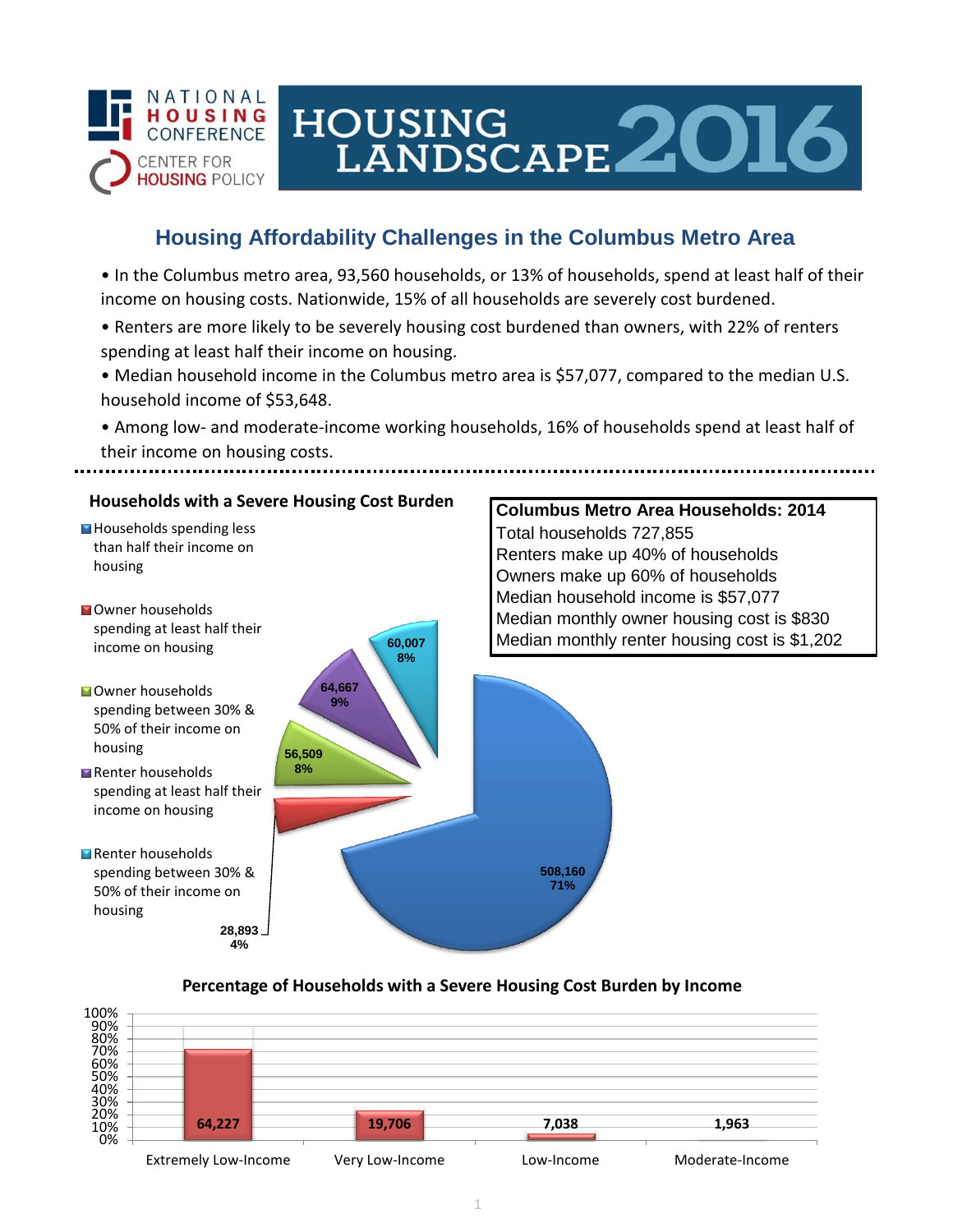NATIONAL HOUSING CONFERENCE

CENTER FOR HOUSING POLICY

# HOUSING LANDSCAPE 2016

## Housing Affordability Challenges in the Columbus Metro Area

- In the Columbus metro area, 93,560 households, or 13% of households, spend at least half of their income on housing costs. Nationwide, 15% of all households are severely cost burdened.
- Renters are more likely to be severely housing cost burdened than owners, with 22% of renters spending at least half their income on housing.
- Median household income in the Columbus metro area is $57,077, compared to the median U.S. household income of $53,648.
- Among low- and moderate-income working households, 16% of households spend at least half of their income on housing costs.

### Households with a Severe Housing Cost Burden

| Category | Households | Percent |
|---|---|---|
| Households spending less than half their income on housing | 508,160 | 71% |
| Owner households spending at least half their income on housing | 28,893 | 4% |
| Owner households spending between 30% & 50% of their income on housing | 56,509 | 8% |
| Renter households spending at least half their income on housing | 64,667 | 9% |
| Renter households spending between 30% & 50% of their income on housing | 60,007 | 8% |

### Columbus Metro Area Households: 2014

Total households 727,855
Renters make up 40% of households
Owners make up 60% of households
Median household income is $57,077
Median monthly owner housing cost is $830
Median monthly renter housing cost is $1,202

### Percentage of Households with a Severe Housing Cost Burden by Income

| Income Category | Households |
|---|---|
| Extremely Low-Income | 64,227 |
| Very Low-Income | 19,706 |
| Low-Income | 7,038 |
| Moderate-Income | 1,963 |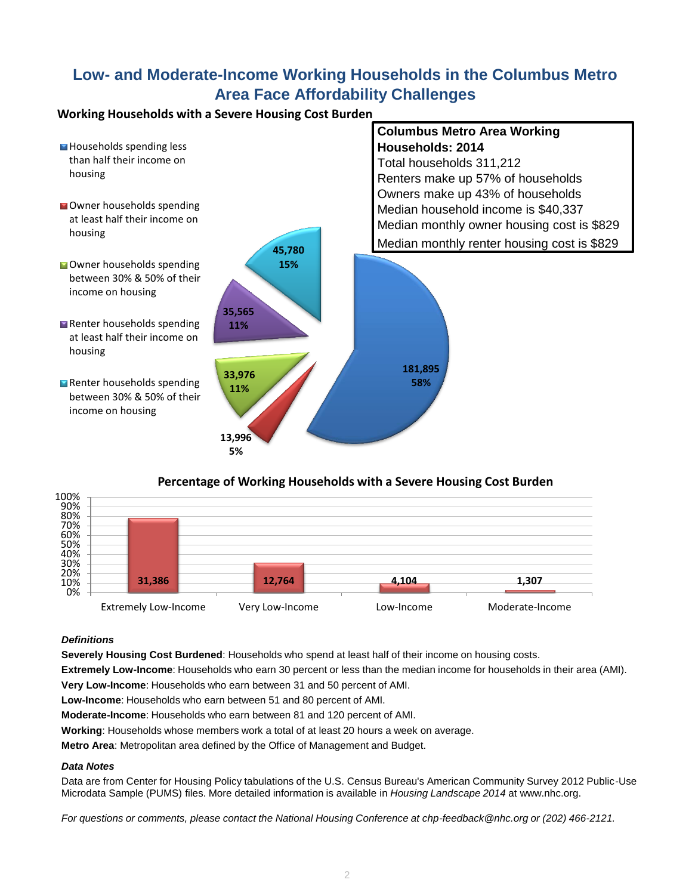# Low- and Moderate-Income Working Households in the Columbus Metro Area Face Affordability Challenges

**Working Households with a Severe Housing Cost Burden**

Households spending less than half their income on housing

Owner households spending at least half their income on housing

Owner households spending between 30% & 50% of their income on housing

Renter households spending at least half their income on housing

Renter households spending between 30% & 50% of their income on housing

45,780
15%

35,565
11%

33,976
11%

13,996
5%

181,895
58%

**Columbus Metro Area Working Households: 2014**
Total households 311,212
Renters make up 57% of households
Owners make up 43% of households
Median household income is $40,337
Median monthly owner housing cost is $829
Median monthly renter housing cost is $829

**Percentage of Working Households with a Severe Housing Cost Burden**

100%
90%
80%
70%
60%
50%
40%
30%
20%
10%
0%

31,386
12,764
4,104
1,307

Extremely Low-Income
Very Low-Income
Low-Income
Moderate-Income

***Definitions***

**Severely Housing Cost Burdened**: Households who spend at least half of their income on housing costs.

**Extremely Low-Income**: Households who earn 30 percent or less than the median income for households in their area (AMI).

**Very Low-Income**: Households who earn between 31 and 50 percent of AMI.

**Low-Income**: Households who earn between 51 and 80 percent of AMI.

**Moderate-Income**: Households who earn between 81 and 120 percent of AMI.

**Working**: Households whose members work a total of at least 20 hours a week on average.

**Metro Area**: Metropolitan area defined by the Office of Management and Budget.

***Data Notes***

Data are from Center for Housing Policy tabulations of the U.S. Census Bureau's American Community Survey 2012 Public-Use Microdata Sample (PUMS) files. More detailed information is available in *Housing Landscape 2014* at www.nhc.org.

*For questions or comments, please contact the National Housing Conference at chp-feedback@nhc.org or (202) 466-2121.*